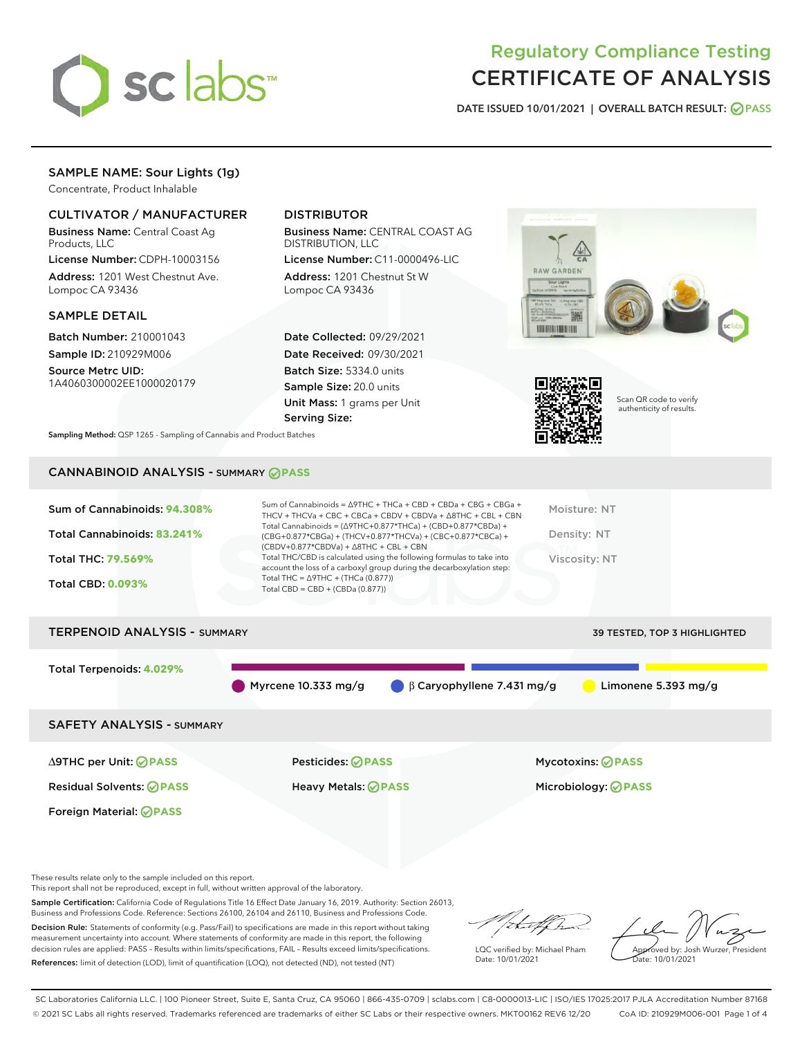# Regulatory Compliance Testing
# CERTIFICATE OF ANALYSIS

DATE ISSUED 10/01/2021 | OVERALL BATCH RESULT: PASS

## SAMPLE NAME: Sour Lights (1g)

Concentrate, Product Inhalable

### CULTIVATOR / MANUFACTURER

**Business Name:** Central Coast Ag Products, LLC

**License Number:** CDPH-10003156

**Address:** 1201 West Chestnut Ave. Lompoc CA 93436

### DISTRIBUTOR

**Business Name:** CENTRAL COAST AG DISTRIBUTION, LLC

**License Number:** C11-0000496-LIC

**Address:** 1201 Chestnut St W Lompoc CA 93436

### SAMPLE DETAIL

**Batch Number:** 210001043

**Sample ID:** 210929M006

**Source Metrc UID:** 1A4060300002EE1000020179

**Date Collected:** 09/29/2021

**Date Received:** 09/30/2021

**Batch Size:** 5334.0 units

**Sample Size:** 20.0 units

**Unit Mass:** 1 grams per Unit

**Serving Size:**

Scan QR code to verify authenticity of results.

**Sampling Method:** QSP 1265 - Sampling of Cannabis and Product Batches

## CANNABINOID ANALYSIS - SUMMARY PASS

**Sum of Cannabinoids:** 94.308%

**Total Cannabinoids:** 83.241%

**Total THC:** 79.569%

**Total CBD:** 0.093%

Sum of Cannabinoids = Δ9THC + THCa + CBD + CBDa + CBG + CBGa + THCV + THCVa + CBC + CBCa + CBDV + CBDVa + Δ8THC + CBL + CBN

Total Cannabinoids = (Δ9THC+0.877*THCa) + (CBD+0.877*CBDa) + (CBG+0.877*CBGa) + (THCV+0.877*THCVa) + (CBC+0.877*CBCa) + (CBDV+0.877*CBDVa) + Δ8THC + CBL + CBN

Total THC/CBD is calculated using the following formulas to take into account the loss of a carboxyl group during the decarboxylation step:

Total THC = Δ9THC + (THCa (0.877))

Total CBD = CBD + (CBDa (0.877))

Moisture: NT

Density: NT

Viscosity: NT

## TERPENOID ANALYSIS - SUMMARY

39 TESTED, TOP 3 HIGHLIGHTED

**Total Terpenoids:** 4.029%

Myrcene 10.333 mg/g | β Caryophyllene 7.431 mg/g | Limonene 5.393 mg/g

## SAFETY ANALYSIS - SUMMARY

| | | |
|---|---|---|
| Δ9THC per Unit: PASS | Pesticides: PASS | Mycotoxins: PASS |
| Residual Solvents: PASS | Heavy Metals: PASS | Microbiology: PASS |
| Foreign Material: PASS | | |

These results relate only to the sample included on this report.
This report shall not be reproduced, except in full, without written approval of the laboratory.

**Sample Certification:** California Code of Regulations Title 16 Effect Date January 16, 2019. Authority: Section 26013, Business and Professions Code. Reference: Sections 26100, 26104 and 26110, Business and Professions Code.

**Decision Rule:** Statements of conformity (e.g. Pass/Fail) to specifications are made in this report without taking measurement uncertainty into account. Where statements of conformity are made in this report, the following decision rules are applied: PASS – Results within limits/specifications, FAIL – Results exceed limits/specifications.

**References:** limit of detection (LOD), limit of quantification (LOQ), not detected (ND), not tested (NT)

LQC verified by: Michael Pham
Date: 10/01/2021

Approved by: Josh Wurzer, President
Date: 10/01/2021

SC Laboratories California LLC. | 100 Pioneer Street, Suite E, Santa Cruz, CA 95060 | 866-435-0709 | sclabs.com | C8-0000013-LIC | ISO/IES 17025:2017 PJLA Accreditation Number 87168
© 2021 SC Labs all rights reserved. Trademarks referenced are trademarks of either SC Labs or their respective owners. MKT00162 REV6 12/20 CoA ID: 210929M006-001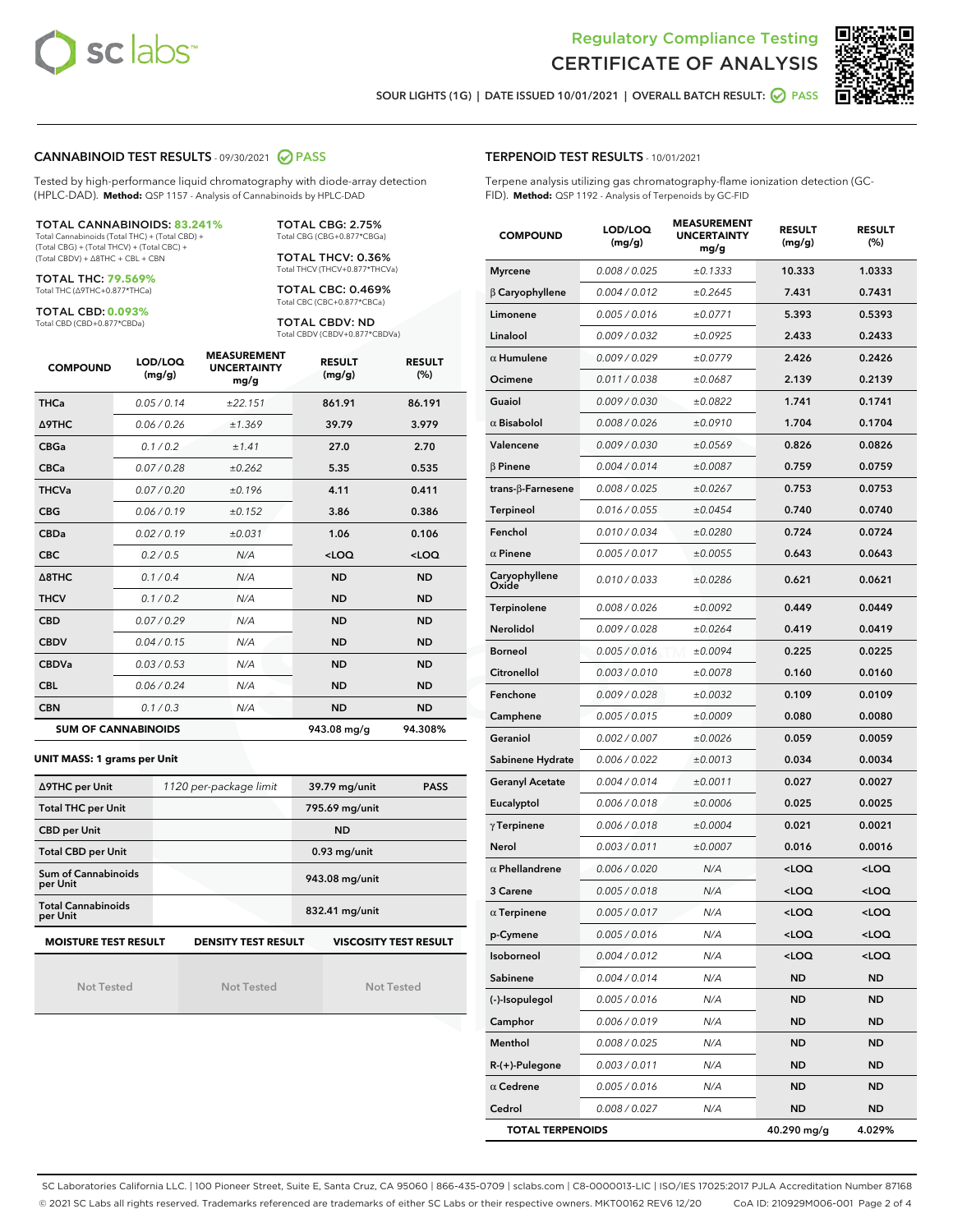# Regulatory Compliance Testing
# CERTIFICATE OF ANALYSIS

SOUR LIGHTS (1G) | DATE ISSUED 10/01/2021 | OVERALL BATCH RESULT: PASS

## CANNABINOID TEST RESULTS - 09/30/2021 PASS

Tested by high-performance liquid chromatography with diode-array detection (HPLC-DAD). **Method:** QSP 1157 - Analysis of Cannabinoids by HPLC-DAD

**TOTAL CANNABINOIDS: 83.241%**
Total Cannabinoids (Total THC) + (Total CBD) + (Total CBG) + (Total THCV) + (Total CBC) + (Total CBDV) + Δ8THC + CBL + CBN

**TOTAL THC: 79.569%**
Total THC (Δ9THC+0.877*THCa)

**TOTAL CBD: 0.093%**
Total CBD (CBD+0.877*CBDa)

**TOTAL CBG: 2.75%**
Total CBG (CBG+0.877*CBGa)

**TOTAL THCV: 0.36%**
Total THCV (THCV+0.877*THCVa)

**TOTAL CBC: 0.469%**
Total CBC (CBC+0.877*CBCa)

**TOTAL CBDV: ND**
Total CBDV (CBDV+0.877*CBDVa)

| COMPOUND | LOD/LOQ (mg/g) | MEASUREMENT UNCERTAINTY mg/g | RESULT (mg/g) | RESULT (%) |
|---|---|---|---|---|
| THCa | 0.05 / 0.14 | ±22.151 | 861.91 | 86.191 |
| Δ9THC | 0.06 / 0.26 | ±1.369 | 39.79 | 3.979 |
| CBGa | 0.1 / 0.2 | ±1.41 | 27.0 | 2.70 |
| CBCa | 0.07 / 0.28 | ±0.262 | 5.35 | 0.535 |
| THCVa | 0.07 / 0.20 | ±0.196 | 4.11 | 0.411 |
| CBG | 0.06 / 0.19 | ±0.152 | 3.86 | 0.386 |
| CBDa | 0.02 / 0.19 | ±0.031 | 1.06 | 0.106 |
| CBC | 0.2 / 0.5 | N/A | <LOQ | <LOQ |
| Δ8THC | 0.1 / 0.4 | N/A | ND | ND |
| THCV | 0.1 / 0.2 | N/A | ND | ND |
| CBD | 0.07 / 0.29 | N/A | ND | ND |
| CBDV | 0.04 / 0.15 | N/A | ND | ND |
| CBDVa | 0.03 / 0.53 | N/A | ND | ND |
| CBL | 0.06 / 0.24 | N/A | ND | ND |
| CBN | 0.1 / 0.3 | N/A | ND | ND |
| **SUM OF CANNABINOIDS** | | | 943.08 mg/g | 94.308% |

**UNIT MASS: 1 grams per Unit**

| | | | |
|---|---|---|---|
| Δ9THC per Unit | 1120 per-package limit | 39.79 mg/unit | PASS |
| Total THC per Unit | | 795.69 mg/unit | |
| CBD per Unit | | ND | |
| Total CBD per Unit | | 0.93 mg/unit | |
| Sum of Cannabinoids per Unit | | 943.08 mg/unit | |
| Total Cannabinoids per Unit | | 832.41 mg/unit | |

| MOISTURE TEST RESULT | DENSITY TEST RESULT | VISCOSITY TEST RESULT |
|---|---|---|
| Not Tested | Not Tested | Not Tested |

## TERPENOID TEST RESULTS - 10/01/2021

Terpene analysis utilizing gas chromatography-flame ionization detection (GC-FID). **Method:** QSP 1192 - Analysis of Terpenoids by GC-FID

| COMPOUND | LOD/LOQ (mg/g) | MEASUREMENT UNCERTAINTY mg/g | RESULT (mg/g) | RESULT (%) |
|---|---|---|---|---|
| Myrcene | 0.008 / 0.025 | ±0.1333 | 10.333 | 1.0333 |
| β Caryophyllene | 0.004 / 0.012 | ±0.2645 | 7.431 | 0.7431 |
| Limonene | 0.005 / 0.016 | ±0.0771 | 5.393 | 0.5393 |
| Linalool | 0.009 / 0.032 | ±0.0925 | 2.433 | 0.2433 |
| α Humulene | 0.009 / 0.029 | ±0.0779 | 2.426 | 0.2426 |
| Ocimene | 0.011 / 0.038 | ±0.0687 | 2.139 | 0.2139 |
| Guaiol | 0.009 / 0.030 | ±0.0822 | 1.741 | 0.1741 |
| α Bisabolol | 0.008 / 0.026 | ±0.0910 | 1.704 | 0.1704 |
| Valencene | 0.009 / 0.030 | ±0.0569 | 0.826 | 0.0826 |
| β Pinene | 0.004 / 0.014 | ±0.0087 | 0.759 | 0.0759 |
| trans-β-Farnesene | 0.008 / 0.025 | ±0.0267 | 0.753 | 0.0753 |
| Terpineol | 0.016 / 0.055 | ±0.0454 | 0.740 | 0.0740 |
| Fenchol | 0.010 / 0.034 | ±0.0280 | 0.724 | 0.0724 |
| α Pinene | 0.005 / 0.017 | ±0.0055 | 0.643 | 0.0643 |
| Caryophyllene Oxide | 0.010 / 0.033 | ±0.0286 | 0.621 | 0.0621 |
| Terpinolene | 0.008 / 0.026 | ±0.0092 | 0.449 | 0.0449 |
| Nerolidol | 0.009 / 0.028 | ±0.0264 | 0.419 | 0.0419 |
| Borneol | 0.005 / 0.016 | ±0.0094 | 0.225 | 0.0225 |
| Citronellol | 0.003 / 0.010 | ±0.0078 | 0.160 | 0.0160 |
| Fenchone | 0.009 / 0.028 | ±0.0032 | 0.109 | 0.0109 |
| Camphene | 0.005 / 0.015 | ±0.0009 | 0.080 | 0.0080 |
| Geraniol | 0.002 / 0.007 | ±0.0026 | 0.059 | 0.0059 |
| Sabinene Hydrate | 0.006 / 0.022 | ±0.0013 | 0.034 | 0.0034 |
| Geranyl Acetate | 0.004 / 0.014 | ±0.0011 | 0.027 | 0.0027 |
| Eucalyptol | 0.006 / 0.018 | ±0.0006 | 0.025 | 0.0025 |
| γ Terpinene | 0.006 / 0.018 | ±0.0004 | 0.021 | 0.0021 |
| Nerol | 0.003 / 0.011 | ±0.0007 | 0.016 | 0.0016 |
| α Phellandrene | 0.006 / 0.020 | N/A | <LOQ | <LOQ |
| 3 Carene | 0.005 / 0.018 | N/A | <LOQ | <LOQ |
| α Terpinene | 0.005 / 0.017 | N/A | <LOQ | <LOQ |
| p-Cymene | 0.005 / 0.016 | N/A | <LOQ | <LOQ |
| Isoborneol | 0.004 / 0.012 | N/A | <LOQ | <LOQ |
| Sabinene | 0.004 / 0.014 | N/A | ND | ND |
| (-)-Isopulegol | 0.005 / 0.016 | N/A | ND | ND |
| Camphor | 0.006 / 0.019 | N/A | ND | ND |
| Menthol | 0.008 / 0.025 | N/A | ND | ND |
| R-(+)-Pulegone | 0.003 / 0.011 | N/A | ND | ND |
| α Cedrene | 0.005 / 0.016 | N/A | ND | ND |
| Cedrol | 0.008 / 0.027 | N/A | ND | ND |
| **TOTAL TERPENOIDS** | | | 40.290 mg/g | 4.029% |

SC Laboratories California LLC. | 100 Pioneer Street, Suite E, Santa Cruz, CA 95060 | 866-435-0709 | sclabs.com | C8-0000013-LIC | ISO/IES 17025:2017 PJLA Accreditation Number 87168
© 2021 SC Labs all rights reserved. Trademarks referenced are trademarks of either SC Labs or their respective owners. MKT00162 REV6 12/20 CoA ID: 210929M006-001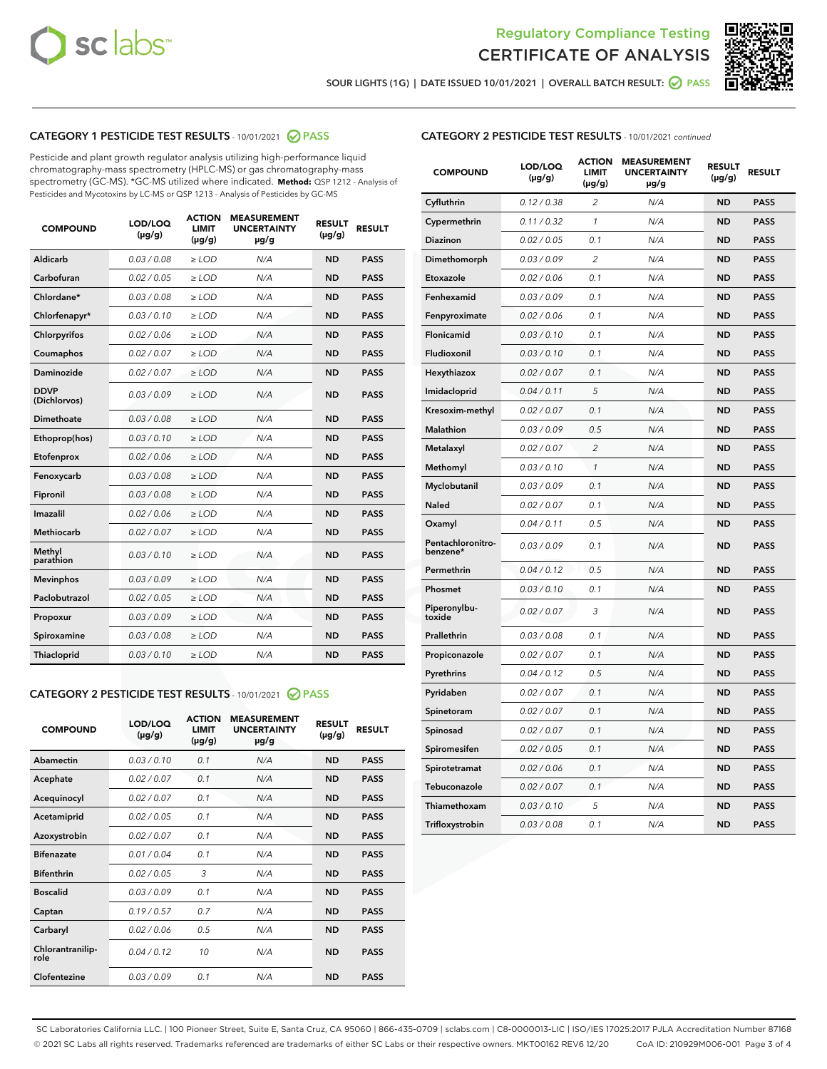Regulatory Compliance Testing
CERTIFICATE OF ANALYSIS

SOUR LIGHTS (1G) | DATE ISSUED 10/01/2021 | OVERALL BATCH RESULT: PASS

## CATEGORY 1 PESTICIDE TEST RESULTS - 10/01/2021 PASS

Pesticide and plant growth regulator analysis utilizing high-performance liquid chromatography-mass spectrometry (HPLC-MS) or gas chromatography-mass spectrometry (GC-MS). *GC-MS utilized where indicated. **Method:** QSP 1212 - Analysis of Pesticides and Mycotoxins by LC-MS or QSP 1213 - Analysis of Pesticides by GC-MS

| COMPOUND | LOD/LOQ (µg/g) | ACTION LIMIT (µg/g) | MEASUREMENT UNCERTAINTY µg/g | RESULT (µg/g) | RESULT |
|---|---|---|---|---|---|
| Aldicarb | 0.03 / 0.08 | ≥ LOD | N/A | ND | PASS |
| Carbofuran | 0.02 / 0.05 | ≥ LOD | N/A | ND | PASS |
| Chlordane* | 0.03 / 0.08 | ≥ LOD | N/A | ND | PASS |
| Chlorfenapyr* | 0.03 / 0.10 | ≥ LOD | N/A | ND | PASS |
| Chlorpyrifos | 0.02 / 0.06 | ≥ LOD | N/A | ND | PASS |
| Coumaphos | 0.02 / 0.07 | ≥ LOD | N/A | ND | PASS |
| Daminozide | 0.02 / 0.07 | ≥ LOD | N/A | ND | PASS |
| DDVP (Dichlorvos) | 0.03 / 0.09 | ≥ LOD | N/A | ND | PASS |
| Dimethoate | 0.03 / 0.08 | ≥ LOD | N/A | ND | PASS |
| Ethoprop(hos) | 0.03 / 0.10 | ≥ LOD | N/A | ND | PASS |
| Etofenprox | 0.02 / 0.06 | ≥ LOD | N/A | ND | PASS |
| Fenoxycarb | 0.03 / 0.08 | ≥ LOD | N/A | ND | PASS |
| Fipronil | 0.03 / 0.08 | ≥ LOD | N/A | ND | PASS |
| Imazalil | 0.02 / 0.06 | ≥ LOD | N/A | ND | PASS |
| Methiocarb | 0.02 / 0.07 | ≥ LOD | N/A | ND | PASS |
| Methyl parathion | 0.03 / 0.10 | ≥ LOD | N/A | ND | PASS |
| Mevinphos | 0.03 / 0.09 | ≥ LOD | N/A | ND | PASS |
| Paclobutrazol | 0.02 / 0.05 | ≥ LOD | N/A | ND | PASS |
| Propoxur | 0.03 / 0.09 | ≥ LOD | N/A | ND | PASS |
| Spiroxamine | 0.03 / 0.08 | ≥ LOD | N/A | ND | PASS |
| Thiacloprid | 0.03 / 0.10 | ≥ LOD | N/A | ND | PASS |

## CATEGORY 2 PESTICIDE TEST RESULTS - 10/01/2021 PASS

| COMPOUND | LOD/LOQ (µg/g) | ACTION LIMIT (µg/g) | MEASUREMENT UNCERTAINTY µg/g | RESULT (µg/g) | RESULT |
|---|---|---|---|---|---|
| Abamectin | 0.03 / 0.10 | 0.1 | N/A | ND | PASS |
| Acephate | 0.02 / 0.07 | 0.1 | N/A | ND | PASS |
| Acequinocyl | 0.02 / 0.07 | 0.1 | N/A | ND | PASS |
| Acetamiprid | 0.02 / 0.05 | 0.1 | N/A | ND | PASS |
| Azoxystrobin | 0.02 / 0.07 | 0.1 | N/A | ND | PASS |
| Bifenazate | 0.01 / 0.04 | 0.1 | N/A | ND | PASS |
| Bifenthrin | 0.02 / 0.05 | 3 | N/A | ND | PASS |
| Boscalid | 0.03 / 0.09 | 0.1 | N/A | ND | PASS |
| Captan | 0.19 / 0.57 | 0.7 | N/A | ND | PASS |
| Carbaryl | 0.02 / 0.06 | 0.5 | N/A | ND | PASS |
| Chlorantraniliprole | 0.04 / 0.12 | 10 | N/A | ND | PASS |
| Clofentezine | 0.03 / 0.09 | 0.1 | N/A | ND | PASS |
| Cyfluthrin | 0.12 / 0.38 | 2 | N/A | ND | PASS |
| Cypermethrin | 0.11 / 0.32 | 1 | N/A | ND | PASS |
| Diazinon | 0.02 / 0.05 | 0.1 | N/A | ND | PASS |
| Dimethomorph | 0.03 / 0.09 | 2 | N/A | ND | PASS |
| Etoxazole | 0.02 / 0.06 | 0.1 | N/A | ND | PASS |
| Fenhexamid | 0.03 / 0.09 | 0.1 | N/A | ND | PASS |
| Fenpyroximate | 0.02 / 0.06 | 0.1 | N/A | ND | PASS |
| Flonicamid | 0.03 / 0.10 | 0.1 | N/A | ND | PASS |
| Fludioxonil | 0.03 / 0.10 | 0.1 | N/A | ND | PASS |
| Hexythiazox | 0.02 / 0.07 | 0.1 | N/A | ND | PASS |
| Imidacloprid | 0.04 / 0.11 | 5 | N/A | ND | PASS |
| Kresoxim-methyl | 0.02 / 0.07 | 0.1 | N/A | ND | PASS |
| Malathion | 0.03 / 0.09 | 0.5 | N/A | ND | PASS |
| Metalaxyl | 0.02 / 0.07 | 2 | N/A | ND | PASS |
| Methomyl | 0.03 / 0.10 | 1 | N/A | ND | PASS |
| Myclobutanil | 0.03 / 0.09 | 0.1 | N/A | ND | PASS |
| Naled | 0.02 / 0.07 | 0.1 | N/A | ND | PASS |
| Oxamyl | 0.04 / 0.11 | 0.5 | N/A | ND | PASS |
| Pentachloronitrobenzene* | 0.03 / 0.09 | 0.1 | N/A | ND | PASS |
| Permethrin | 0.04 / 0.12 | 0.5 | N/A | ND | PASS |
| Phosmet | 0.03 / 0.10 | 0.1 | N/A | ND | PASS |
| Piperonylbutoxide | 0.02 / 0.07 | 3 | N/A | ND | PASS |
| Prallethrin | 0.03 / 0.08 | 0.1 | N/A | ND | PASS |
| Propiconazole | 0.02 / 0.07 | 0.1 | N/A | ND | PASS |
| Pyrethrins | 0.04 / 0.12 | 0.5 | N/A | ND | PASS |
| Pyridaben | 0.02 / 0.07 | 0.1 | N/A | ND | PASS |
| Spinetoram | 0.02 / 0.07 | 0.1 | N/A | ND | PASS |
| Spinosad | 0.02 / 0.07 | 0.1 | N/A | ND | PASS |
| Spiromesifen | 0.02 / 0.05 | 0.1 | N/A | ND | PASS |
| Spirotetramat | 0.02 / 0.06 | 0.1 | N/A | ND | PASS |
| Tebuconazole | 0.02 / 0.07 | 0.1 | N/A | ND | PASS |
| Thiamethoxam | 0.03 / 0.10 | 5 | N/A | ND | PASS |
| Trifloxystrobin | 0.03 / 0.08 | 0.1 | N/A | ND | PASS |

SC Laboratories California LLC. | 100 Pioneer Street, Suite E, Santa Cruz, CA 95060 | 866-435-0709 | sclabs.com | C8-0000013-LIC | ISO/IES 17025:2017 PJLA Accreditation Number 87168
© 2021 SC Labs all rights reserved. Trademarks referenced are trademarks of either SC Labs or their respective owners. MKT00162 REV6 12/20 CoA ID: 210929M006-001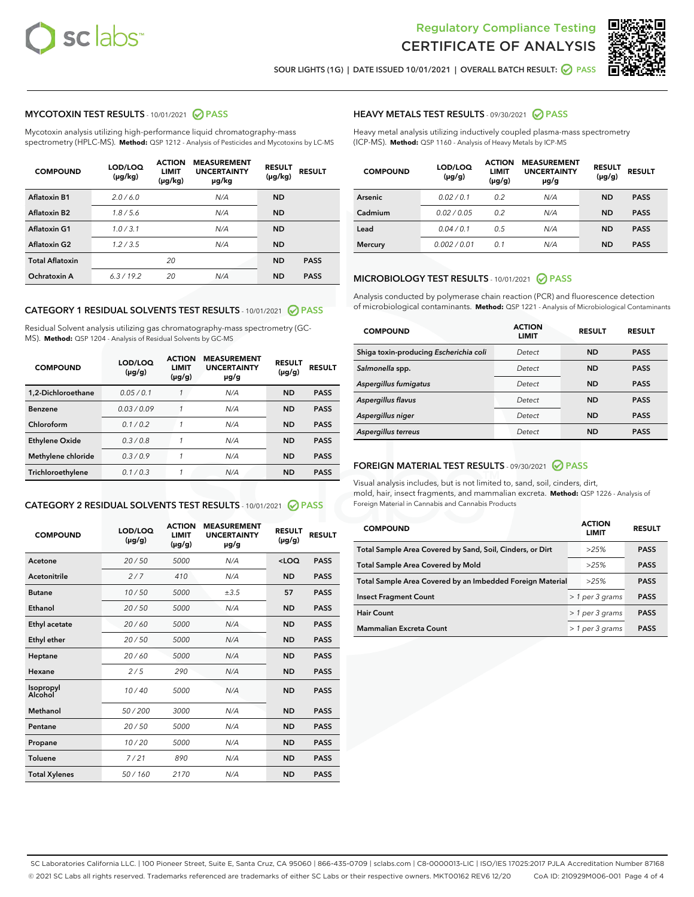Regulatory Compliance Testing

# CERTIFICATE OF ANALYSIS

SOUR LIGHTS (1G) | DATE ISSUED 10/01/2021 | OVERALL BATCH RESULT: PASS

## MYCOTOXIN TEST RESULTS - 10/01/2021 PASS

Mycotoxin analysis utilizing high-performance liquid chromatography-mass spectrometry (HPLC-MS). **Method:** QSP 1212 - Analysis of Pesticides and Mycotoxins by LC-MS

| COMPOUND | LOD/LOQ (µg/kg) | ACTION LIMIT (µg/kg) | MEASUREMENT UNCERTAINTY µg/kg | RESULT (µg/kg) | RESULT |
|---|---|---|---|---|---|
| Aflatoxin B1 | 2.0 / 6.0 | | N/A | ND | |
| Aflatoxin B2 | 1.8 / 5.6 | | N/A | ND | |
| Aflatoxin G1 | 1.0 / 3.1 | | N/A | ND | |
| Aflatoxin G2 | 1.2 / 3.5 | | N/A | ND | |
| Total Aflatoxin | | 20 | | ND | PASS |
| Ochratoxin A | 6.3 / 19.2 | 20 | N/A | ND | PASS |

## CATEGORY 1 RESIDUAL SOLVENTS TEST RESULTS - 10/01/2021 PASS

Residual Solvent analysis utilizing gas chromatography-mass spectrometry (GC-MS). **Method:** QSP 1204 - Analysis of Residual Solvents by GC-MS

| COMPOUND | LOD/LOQ (µg/g) | ACTION LIMIT (µg/g) | MEASUREMENT UNCERTAINTY µg/g | RESULT (µg/g) | RESULT |
|---|---|---|---|---|---|
| 1,2-Dichloroethane | 0.05 / 0.1 | 1 | N/A | ND | PASS |
| Benzene | 0.03 / 0.09 | 1 | N/A | ND | PASS |
| Chloroform | 0.1 / 0.2 | 1 | N/A | ND | PASS |
| Ethylene Oxide | 0.3 / 0.8 | 1 | N/A | ND | PASS |
| Methylene chloride | 0.3 / 0.9 | 1 | N/A | ND | PASS |
| Trichloroethylene | 0.1 / 0.3 | 1 | N/A | ND | PASS |

## CATEGORY 2 RESIDUAL SOLVENTS TEST RESULTS - 10/01/2021 PASS

| COMPOUND | LOD/LOQ (µg/g) | ACTION LIMIT (µg/g) | MEASUREMENT UNCERTAINTY µg/g | RESULT (µg/g) | RESULT |
|---|---|---|---|---|---|
| Acetone | 20 / 50 | 5000 | N/A | <LOQ | PASS |
| Acetonitrile | 2 / 7 | 410 | N/A | ND | PASS |
| Butane | 10 / 50 | 5000 | ±3.5 | 57 | PASS |
| Ethanol | 20 / 50 | 5000 | N/A | ND | PASS |
| Ethyl acetate | 20 / 60 | 5000 | N/A | ND | PASS |
| Ethyl ether | 20 / 50 | 5000 | N/A | ND | PASS |
| Heptane | 20 / 60 | 5000 | N/A | ND | PASS |
| Hexane | 2 / 5 | 290 | N/A | ND | PASS |
| Isopropyl Alcohol | 10 / 40 | 5000 | N/A | ND | PASS |
| Methanol | 50 / 200 | 3000 | N/A | ND | PASS |
| Pentane | 20 / 50 | 5000 | N/A | ND | PASS |
| Propane | 10 / 20 | 5000 | N/A | ND | PASS |
| Toluene | 7 / 21 | 890 | N/A | ND | PASS |
| Total Xylenes | 50 / 160 | 2170 | N/A | ND | PASS |

## HEAVY METALS TEST RESULTS - 09/30/2021 PASS

Heavy metal analysis utilizing inductively coupled plasma-mass spectrometry (ICP-MS). **Method:** QSP 1160 - Analysis of Heavy Metals by ICP-MS

| COMPOUND | LOD/LOQ (µg/g) | ACTION LIMIT (µg/g) | MEASUREMENT UNCERTAINTY µg/g | RESULT (µg/g) | RESULT |
|---|---|---|---|---|---|
| Arsenic | 0.02 / 0.1 | 0.2 | N/A | ND | PASS |
| Cadmium | 0.02 / 0.05 | 0.2 | N/A | ND | PASS |
| Lead | 0.04 / 0.1 | 0.5 | N/A | ND | PASS |
| Mercury | 0.002 / 0.01 | 0.1 | N/A | ND | PASS |

## MICROBIOLOGY TEST RESULTS - 10/01/2021 PASS

Analysis conducted by polymerase chain reaction (PCR) and fluorescence detection of microbiological contaminants. **Method:** QSP 1221 - Analysis of Microbiological Contaminants

| COMPOUND | ACTION LIMIT | RESULT | RESULT |
|---|---|---|---|
| Shiga toxin-producing *Escherichia coli* | Detect | ND | PASS |
| *Salmonella* spp. | Detect | ND | PASS |
| *Aspergillus fumigatus* | Detect | ND | PASS |
| *Aspergillus flavus* | Detect | ND | PASS |
| *Aspergillus niger* | Detect | ND | PASS |
| *Aspergillus terreus* | Detect | ND | PASS |

## FOREIGN MATERIAL TEST RESULTS - 09/30/2021 PASS

Visual analysis includes, but is not limited to, sand, soil, cinders, dirt, mold, hair, insect fragments, and mammalian excreta. **Method:** QSP 1226 - Analysis of Foreign Material in Cannabis and Cannabis Products

| COMPOUND | ACTION LIMIT | RESULT |
|---|---|---|
| Total Sample Area Covered by Sand, Soil, Cinders, or Dirt | >25% | PASS |
| Total Sample Area Covered by Mold | >25% | PASS |
| Total Sample Area Covered by an Imbedded Foreign Material | >25% | PASS |
| Insect Fragment Count | > 1 per 3 grams | PASS |
| Hair Count | > 1 per 3 grams | PASS |
| Mammalian Excreta Count | > 1 per 3 grams | PASS |

SC Laboratories California LLC. | 100 Pioneer Street, Suite E, Santa Cruz, CA 95060 | 866-435-0709 | sclabs.com | C8-0000013-LIC | ISO/IES 17025:2017 PJLA Accreditation Number 87168
© 2021 SC Labs all rights reserved. Trademarks referenced are trademarks of either SC Labs or their respective owners. MKT00162 REV6 12/20 CoA ID: 210929M006-001